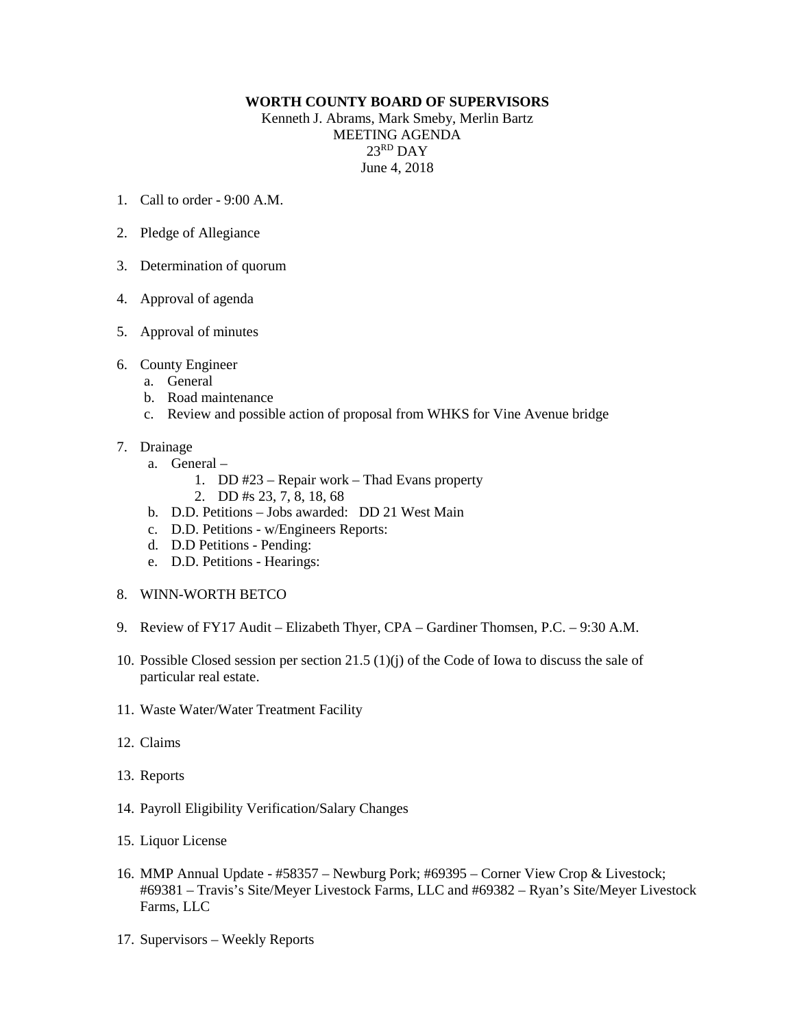**WORTH COUNTY BOARD OF SUPERVISORS**

Kenneth J. Abrams, Mark Smeby, Merlin Bartz

MEETING AGENDA

23RD DAY

June 4, 2018

1. Call to order - 9:00 A.M.

2. Pledge of Allegiance

3. Determination of quorum

4. Approval of agenda

5. Approval of minutes

6. County Engineer
   a. General
   b. Road maintenance
   c. Review and possible action of proposal from WHKS for Vine Avenue bridge

7. Drainage
   a. General –
      1. DD #23 – Repair work – Thad Evans property
      2. DD #s 23, 7, 8, 18, 68
   b. D.D. Petitions – Jobs awarded: DD 21 West Main
   c. D.D. Petitions - w/Engineers Reports:
   d. D.D Petitions - Pending:
   e. D.D. Petitions - Hearings:

8. WINN-WORTH BETCO

9. Review of FY17 Audit – Elizabeth Thyer, CPA – Gardiner Thomsen, P.C. – 9:30 A.M.

10. Possible Closed session per section 21.5 (1)(j) of the Code of Iowa to discuss the sale of particular real estate.

11. Waste Water/Water Treatment Facility

12. Claims

13. Reports

14. Payroll Eligibility Verification/Salary Changes

15. Liquor License

16. MMP Annual Update - #58357 – Newburg Pork; #69395 – Corner View Crop & Livestock; #69381 – Travis's Site/Meyer Livestock Farms, LLC and #69382 – Ryan's Site/Meyer Livestock Farms, LLC

17. Supervisors – Weekly Reports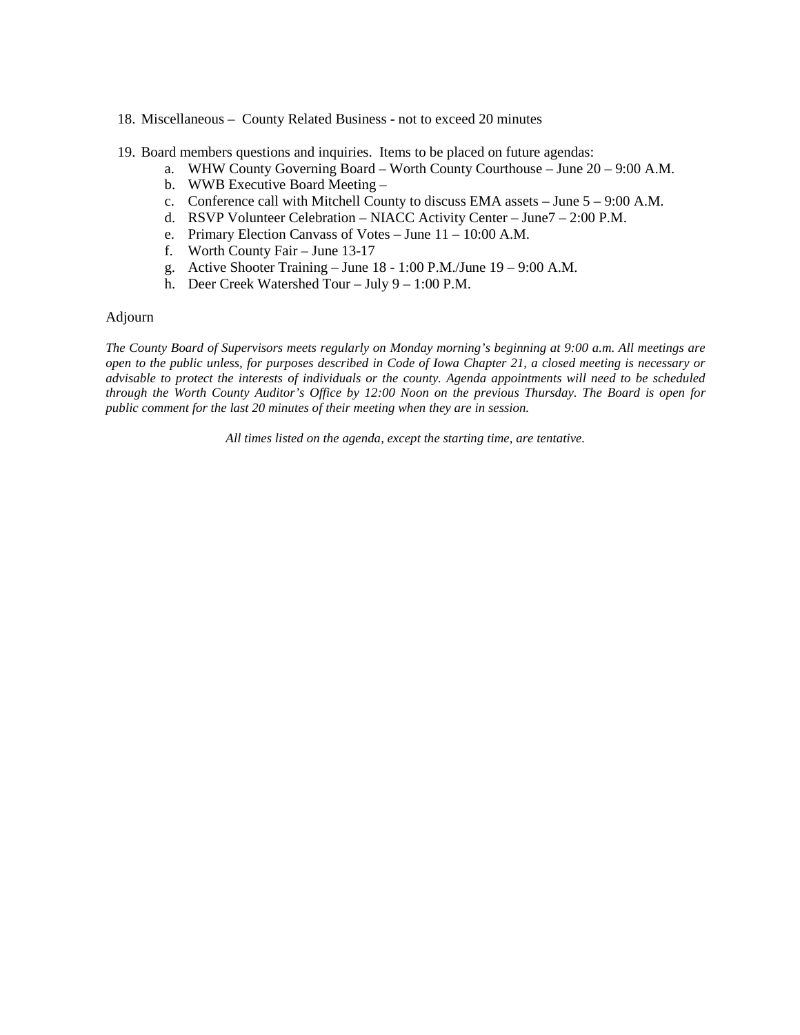18. Miscellaneous – County Related Business - not to exceed 20 minutes

19. Board members questions and inquiries. Items to be placed on future agendas:
    a. WHW County Governing Board – Worth County Courthouse – June 20 – 9:00 A.M.
    b. WWB Executive Board Meeting –
    c. Conference call with Mitchell County to discuss EMA assets – June 5 – 9:00 A.M.
    d. RSVP Volunteer Celebration – NIACC Activity Center – June7 – 2:00 P.M.
    e. Primary Election Canvass of Votes – June 11 – 10:00 A.M.
    f. Worth County Fair – June 13-17
    g. Active Shooter Training – June 18 - 1:00 P.M./June 19 – 9:00 A.M.
    h. Deer Creek Watershed Tour – July 9 – 1:00 P.M.

Adjourn

*The County Board of Supervisors meets regularly on Monday morning's beginning at 9:00 a.m. All meetings are open to the public unless, for purposes described in Code of Iowa Chapter 21, a closed meeting is necessary or advisable to protect the interests of individuals or the county. Agenda appointments will need to be scheduled through the Worth County Auditor's Office by 12:00 Noon on the previous Thursday. The Board is open for public comment for the last 20 minutes of their meeting when they are in session.*

*All times listed on the agenda, except the starting time, are tentative.*